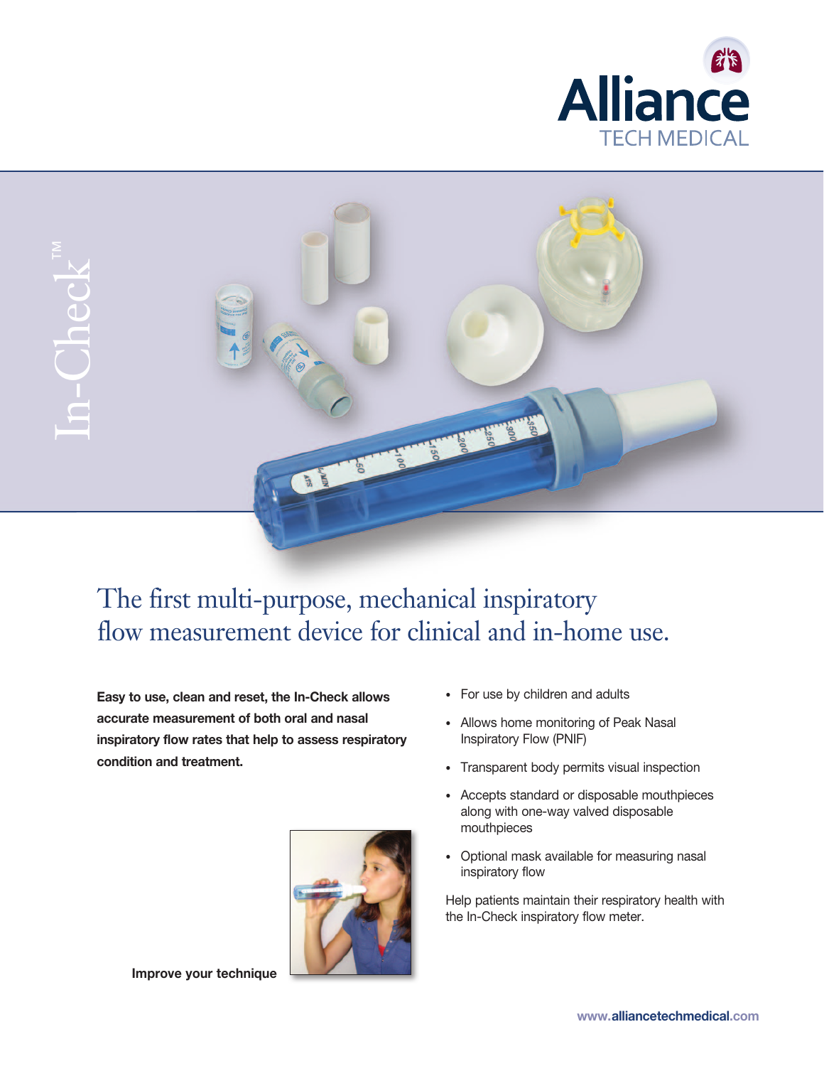Alliance
TECH MEDICAL

In-Check™

# The first multi-purpose, mechanical inspiratory flow measurement device for clinical and in-home use.

**Easy to use, clean and reset, the In-Check allows accurate measurement of both oral and nasal inspiratory flow rates that help to assess respiratory condition and treatment.**

- For use by children and adults
- Allows home monitoring of Peak Nasal Inspiratory Flow (PNIF)
- Transparent body permits visual inspection
- Accepts standard or disposable mouthpieces along with one-way valved disposable mouthpieces
- Optional mask available for measuring nasal inspiratory flow

Help patients maintain their respiratory health with the In-Check inspiratory flow meter.

**Improve your technique**

www.alliancetechmedical.com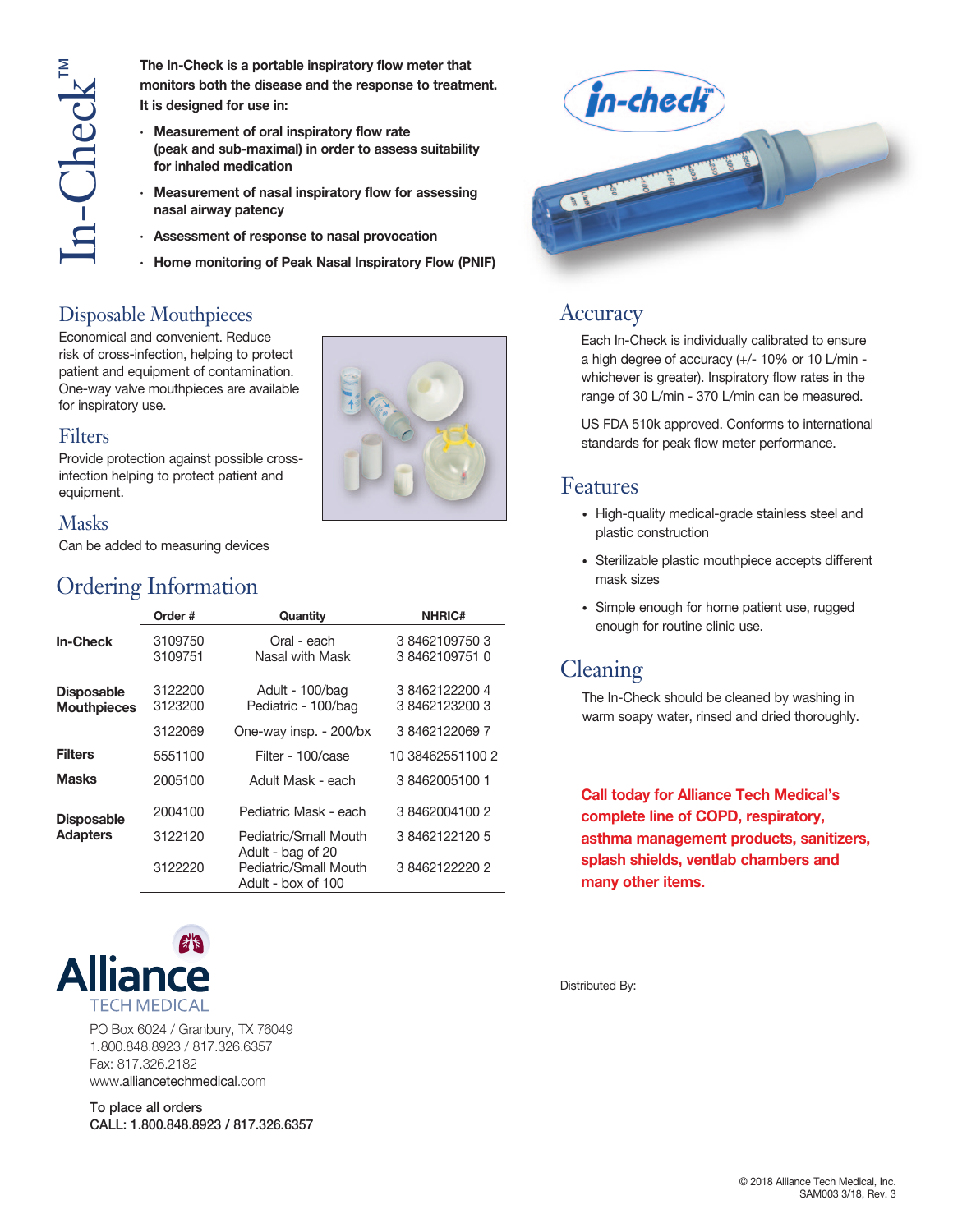# In-Check™

**The In-Check is a portable inspiratory flow meter that monitors both the disease and the response to treatment. It is designed for use in:**

- **Measurement of oral inspiratory flow rate (peak and sub-maximal) in order to assess suitability for inhaled medication**
- **Measurement of nasal inspiratory flow for assessing nasal airway patency**
- **Assessment of response to nasal provocation**
- **Home monitoring of Peak Nasal Inspiratory Flow (PNIF)**

## Disposable Mouthpieces

Economical and convenient. Reduce risk of cross-infection, helping to protect patient and equipment of contamination. One-way valve mouthpieces are available for inspiratory use.

## Filters

Provide protection against possible cross-infection helping to protect patient and equipment.

## Masks

Can be added to measuring devices

## Ordering Information

| | Order # | Quantity | NHRIC# |
|---|---|---|---|
| **In-Check** | 3109750 | Oral - each | 3 8462109750 3 |
| | 3109751 | Nasal with Mask | 3 8462109751 0 |
| **Disposable Mouthpieces** | 3122200 | Adult - 100/bag | 3 8462122200 4 |
| | 3123200 | Pediatric - 100/bag | 3 8462123200 3 |
| | 3122069 | One-way insp. - 200/bx | 3 8462122069 7 |
| **Filters** | 5551100 | Filter - 100/case | 10 38462551100 2 |
| **Masks** | 2005100 | Adult Mask - each | 3 8462005100 1 |
| | 2004100 | Pediatric Mask - each | 3 8462004100 2 |
| **Disposable Adapters** | 3122120 | Pediatric/Small Mouth Adult - bag of 20 | 3 8462122120 5 |
| | 3122220 | Pediatric/Small Mouth Adult - box of 100 | 3 8462122220 2 |

## Accuracy

Each In-Check is individually calibrated to ensure a high degree of accuracy (+/- 10% or 10 L/min - whichever is greater). Inspiratory flow rates in the range of 30 L/min - 370 L/min can be measured.

US FDA 510k approved. Conforms to international standards for peak flow meter performance.

## Features

- High-quality medical-grade stainless steel and plastic construction
- Sterilizable plastic mouthpiece accepts different mask sizes
- Simple enough for home patient use, rugged enough for routine clinic use.

## Cleaning

The In-Check should be cleaned by washing in warm soapy water, rinsed and dried thoroughly.

**Call today for Alliance Tech Medical's complete line of COPD, respiratory, asthma management products, sanitizers, splash shields, ventlab chambers and many other items.**

Alliance TECH MEDICAL

PO Box 6024 / Granbury, TX 76049
1.800.848.8923 / 817.326.6357
Fax: 817.326.2182
www.alliancetechmedical.com

To place all orders
**CALL: 1.800.848.8923 / 817.326.6357**

Distributed By:

© 2018 Alliance Tech Medical, Inc.
SAM003 3/18, Rev. 3